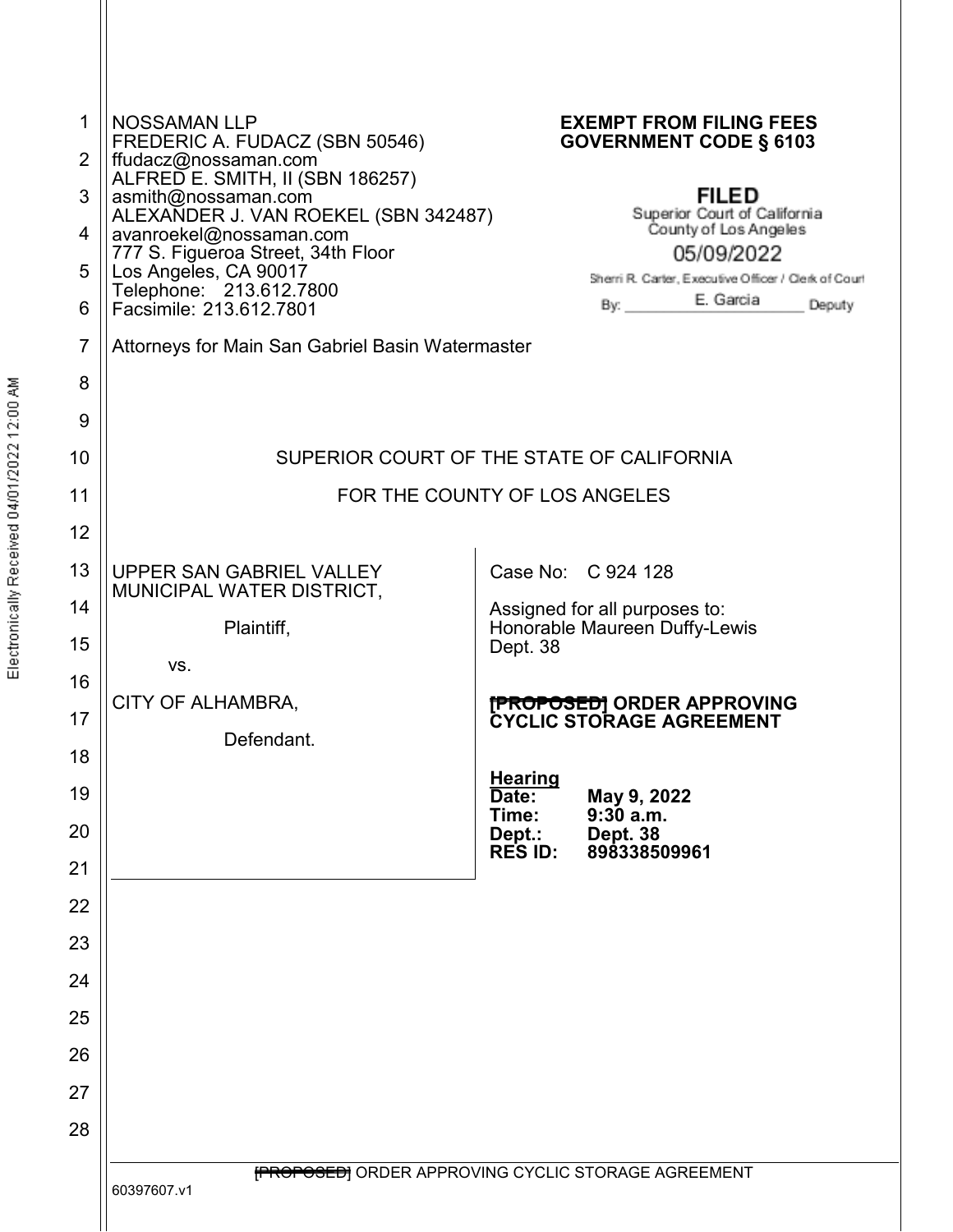NOSSAMAN LLP
FREDERIC A. FUDACZ (SBN 50546)
ffudacz@nossaman.com
ALFRED E. SMITH, II (SBN 186257)
asmith@nossaman.com
ALEXANDER J. VAN ROEKEL (SBN 342487)
avanroekel@nossaman.com
777 S. Figueroa Street, 34th Floor
Los Angeles, CA 90017
Telephone: 213.612.7800
Facsimile: 213.612.7801

**EXEMPT FROM FILING FEES**
**GOVERNMENT CODE § 6103**

**FILED**
Superior Court of California
County of Los Angeles
05/09/2022
Sherri R. Carter, Executive Officer / Clerk of Court
By: E. Garcia Deputy

Electronically Received 04/01/2022 12:00 AM

Attorneys for Main San Gabriel Basin Watermaster

SUPERIOR COURT OF THE STATE OF CALIFORNIA

FOR THE COUNTY OF LOS ANGELES

UPPER SAN GABRIEL VALLEY MUNICIPAL WATER DISTRICT,

Plaintiff,

vs.

CITY OF ALHAMBRA,

Defendant.

Case No: C 924 128

Assigned for all purposes to:
Honorable Maureen Duffy-Lewis
Dept. 38

**~~[PROPOSED]~~ ORDER APPROVING CYCLIC STORAGE AGREEMENT**

**Hearing**
**Date:** **May 9, 2022**
**Time:** **9:30 a.m.**
**Dept.:** **Dept. 38**
**RES ID:** **898338509961**

~~[PROPOSED]~~ ORDER APPROVING CYCLIC STORAGE AGREEMENT

60397607.v1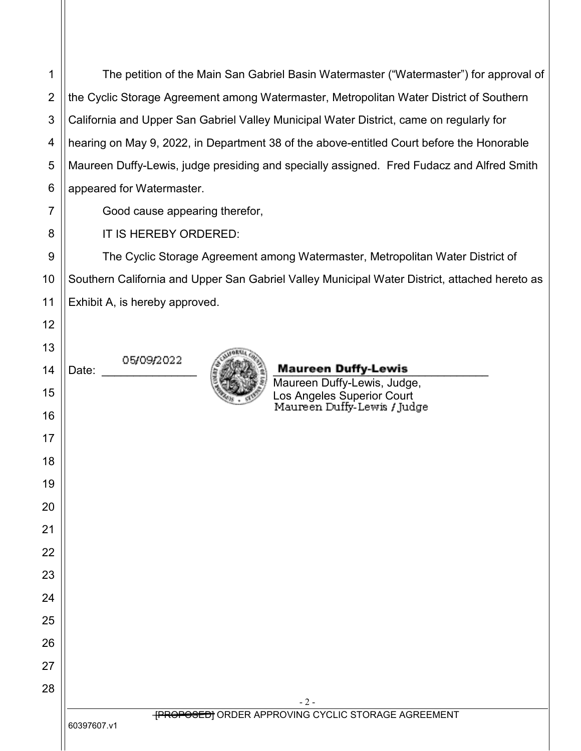The petition of the Main San Gabriel Basin Watermaster ("Watermaster") for approval of the Cyclic Storage Agreement among Watermaster, Metropolitan Water District of Southern California and Upper San Gabriel Valley Municipal Water District, came on regularly for hearing on May 9, 2022, in Department 38 of the above-entitled Court before the Honorable Maureen Duffy-Lewis, judge presiding and specially assigned. Fred Fudacz and Alfred Smith appeared for Watermaster.

Good cause appearing therefor,

IT IS HEREBY ORDERED:

The Cyclic Storage Agreement among Watermaster, Metropolitan Water District of Southern California and Upper San Gabriel Valley Municipal Water District, attached hereto as Exhibit A, is hereby approved.

Date: 05/09/2022

**Maureen Duffy-Lewis**
Maureen Duffy-Lewis, Judge,
Los Angeles Superior Court
Maureen Duffy-Lewis / Judge

~~[PROPOSED]~~ ORDER APPROVING CYCLIC STORAGE AGREEMENT

60397607.v1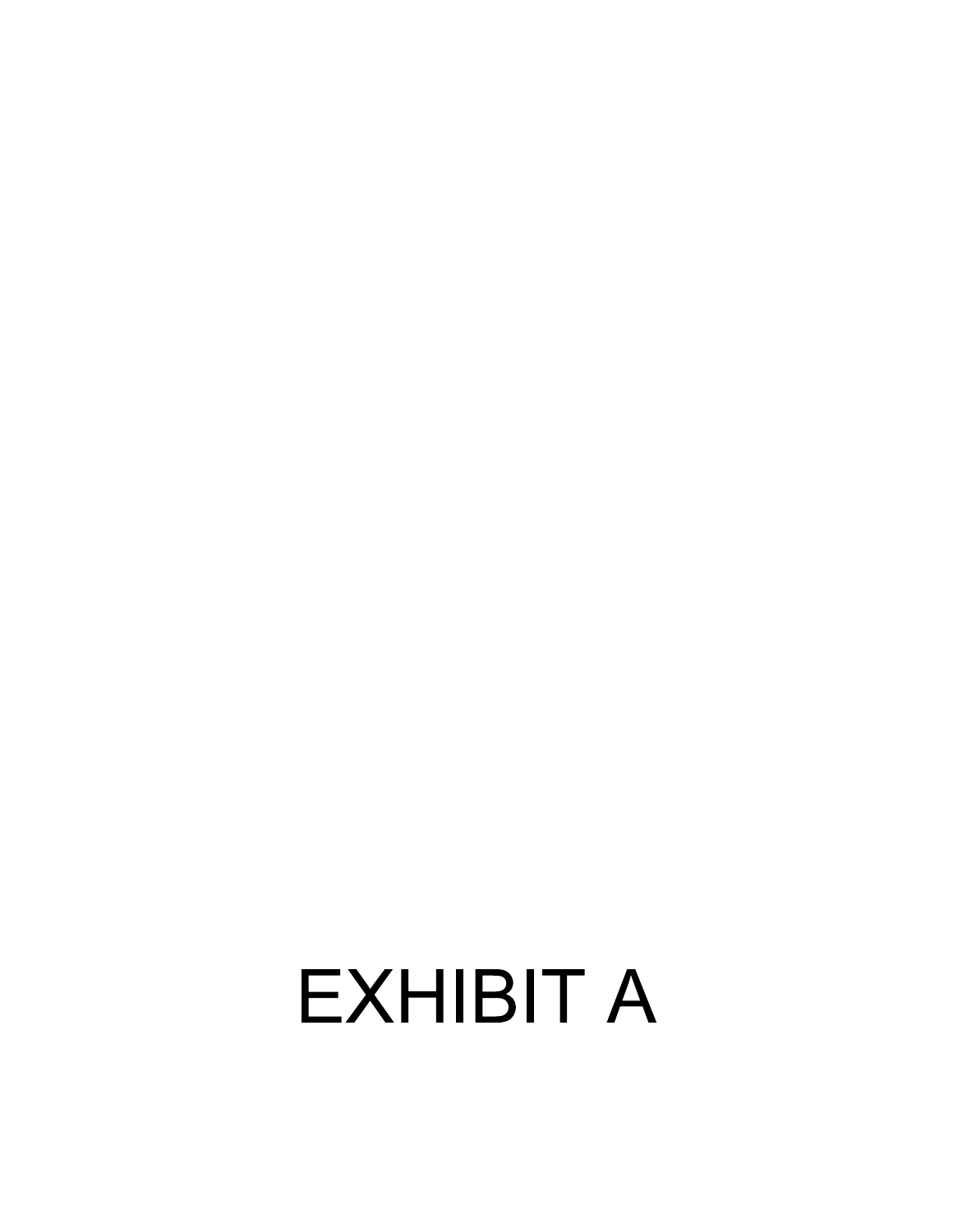# EXHIBIT A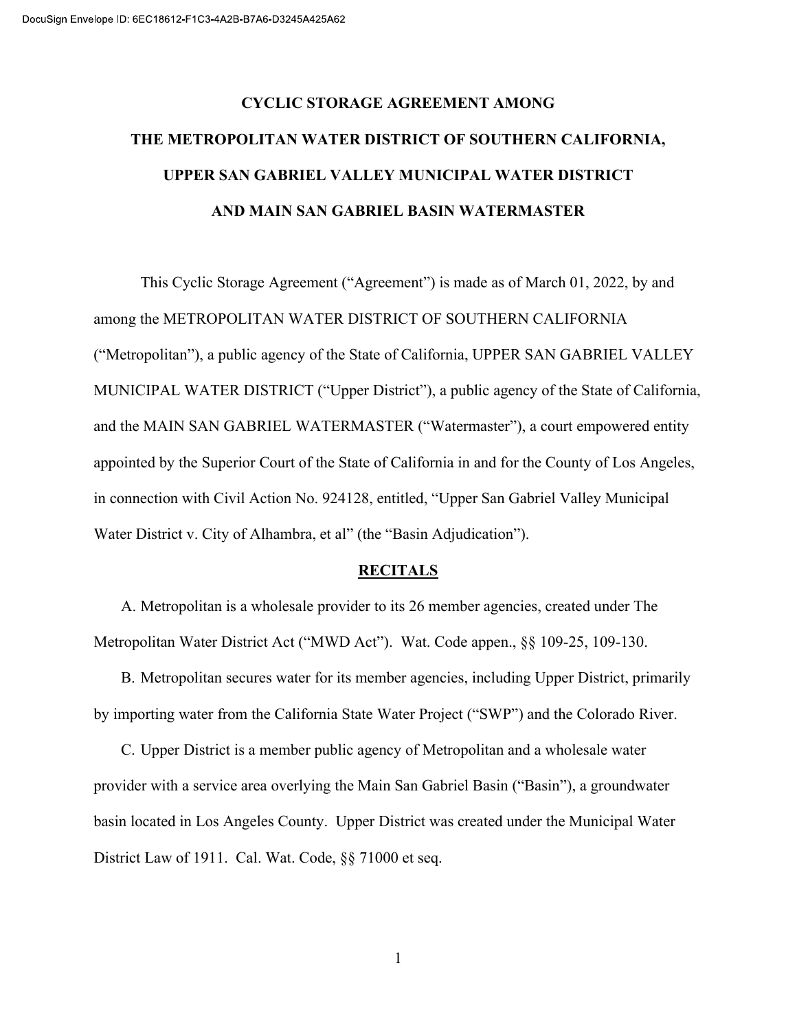# CYCLIC STORAGE AGREEMENT AMONG THE METROPOLITAN WATER DISTRICT OF SOUTHERN CALIFORNIA, UPPER SAN GABRIEL VALLEY MUNICIPAL WATER DISTRICT AND MAIN SAN GABRIEL BASIN WATERMASTER

This Cyclic Storage Agreement ("Agreement") is made as of March 01, 2022, by and among the METROPOLITAN WATER DISTRICT OF SOUTHERN CALIFORNIA ("Metropolitan"), a public agency of the State of California, UPPER SAN GABRIEL VALLEY MUNICIPAL WATER DISTRICT ("Upper District"), a public agency of the State of California, and the MAIN SAN GABRIEL WATERMASTER ("Watermaster"), a court empowered entity appointed by the Superior Court of the State of California in and for the County of Los Angeles, in connection with Civil Action No. 924128, entitled, "Upper San Gabriel Valley Municipal Water District v. City of Alhambra, et al" (the "Basin Adjudication").

## RECITALS

A. Metropolitan is a wholesale provider to its 26 member agencies, created under The Metropolitan Water District Act ("MWD Act"). Wat. Code appen., §§ 109-25, 109-130.

B. Metropolitan secures water for its member agencies, including Upper District, primarily by importing water from the California State Water Project ("SWP") and the Colorado River.

C. Upper District is a member public agency of Metropolitan and a wholesale water provider with a service area overlying the Main San Gabriel Basin ("Basin"), a groundwater basin located in Los Angeles County. Upper District was created under the Municipal Water District Law of 1911. Cal. Wat. Code, §§ 71000 et seq.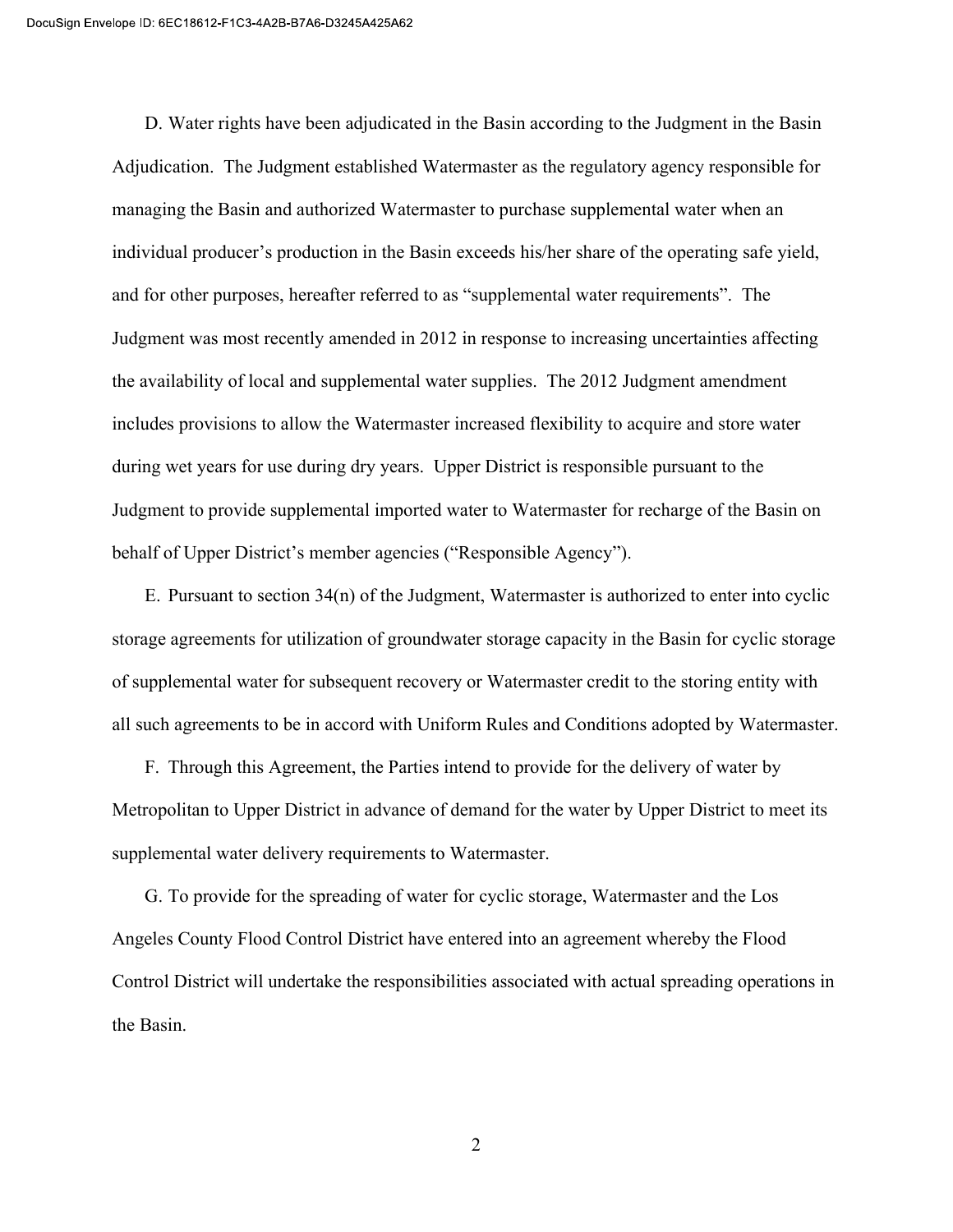D. Water rights have been adjudicated in the Basin according to the Judgment in the Basin Adjudication. The Judgment established Watermaster as the regulatory agency responsible for managing the Basin and authorized Watermaster to purchase supplemental water when an individual producer's production in the Basin exceeds his/her share of the operating safe yield, and for other purposes, hereafter referred to as "supplemental water requirements". The Judgment was most recently amended in 2012 in response to increasing uncertainties affecting the availability of local and supplemental water supplies. The 2012 Judgment amendment includes provisions to allow the Watermaster increased flexibility to acquire and store water during wet years for use during dry years. Upper District is responsible pursuant to the Judgment to provide supplemental imported water to Watermaster for recharge of the Basin on behalf of Upper District's member agencies ("Responsible Agency").

E. Pursuant to section 34(n) of the Judgment, Watermaster is authorized to enter into cyclic storage agreements for utilization of groundwater storage capacity in the Basin for cyclic storage of supplemental water for subsequent recovery or Watermaster credit to the storing entity with all such agreements to be in accord with Uniform Rules and Conditions adopted by Watermaster.

F. Through this Agreement, the Parties intend to provide for the delivery of water by Metropolitan to Upper District in advance of demand for the water by Upper District to meet its supplemental water delivery requirements to Watermaster.

G. To provide for the spreading of water for cyclic storage, Watermaster and the Los Angeles County Flood Control District have entered into an agreement whereby the Flood Control District will undertake the responsibilities associated with actual spreading operations in the Basin.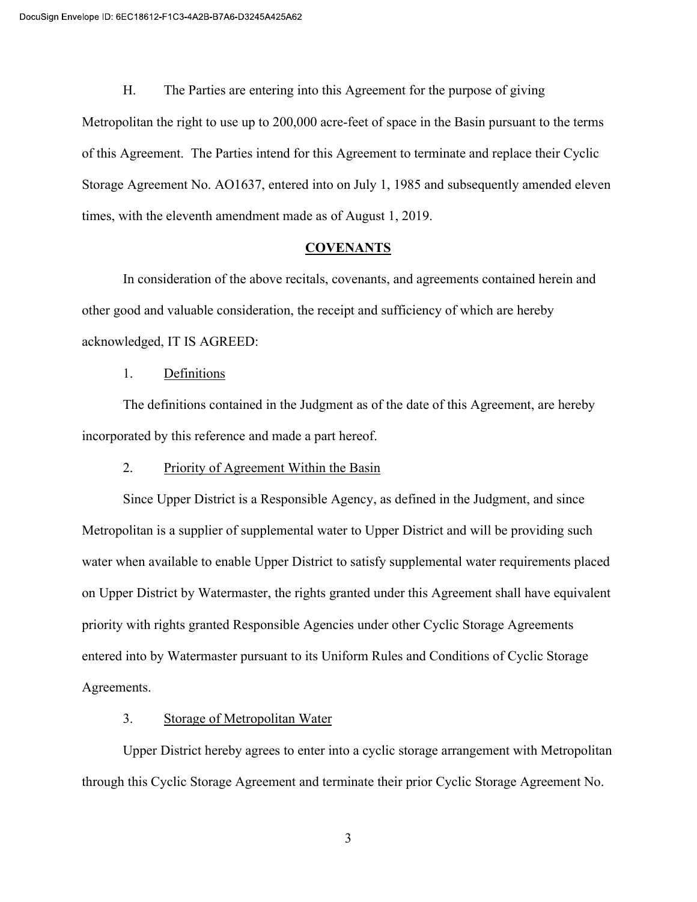H. The Parties are entering into this Agreement for the purpose of giving Metropolitan the right to use up to 200,000 acre-feet of space in the Basin pursuant to the terms of this Agreement. The Parties intend for this Agreement to terminate and replace their Cyclic Storage Agreement No. AO1637, entered into on July 1, 1985 and subsequently amended eleven times, with the eleventh amendment made as of August 1, 2019.

## COVENANTS

In consideration of the above recitals, covenants, and agreements contained herein and other good and valuable consideration, the receipt and sufficiency of which are hereby acknowledged, IT IS AGREED:

1. Definitions

The definitions contained in the Judgment as of the date of this Agreement, are hereby incorporated by this reference and made a part hereof.

2. Priority of Agreement Within the Basin

Since Upper District is a Responsible Agency, as defined in the Judgment, and since Metropolitan is a supplier of supplemental water to Upper District and will be providing such water when available to enable Upper District to satisfy supplemental water requirements placed on Upper District by Watermaster, the rights granted under this Agreement shall have equivalent priority with rights granted Responsible Agencies under other Cyclic Storage Agreements entered into by Watermaster pursuant to its Uniform Rules and Conditions of Cyclic Storage Agreements.

3. Storage of Metropolitan Water

Upper District hereby agrees to enter into a cyclic storage arrangement with Metropolitan through this Cyclic Storage Agreement and terminate their prior Cyclic Storage Agreement No.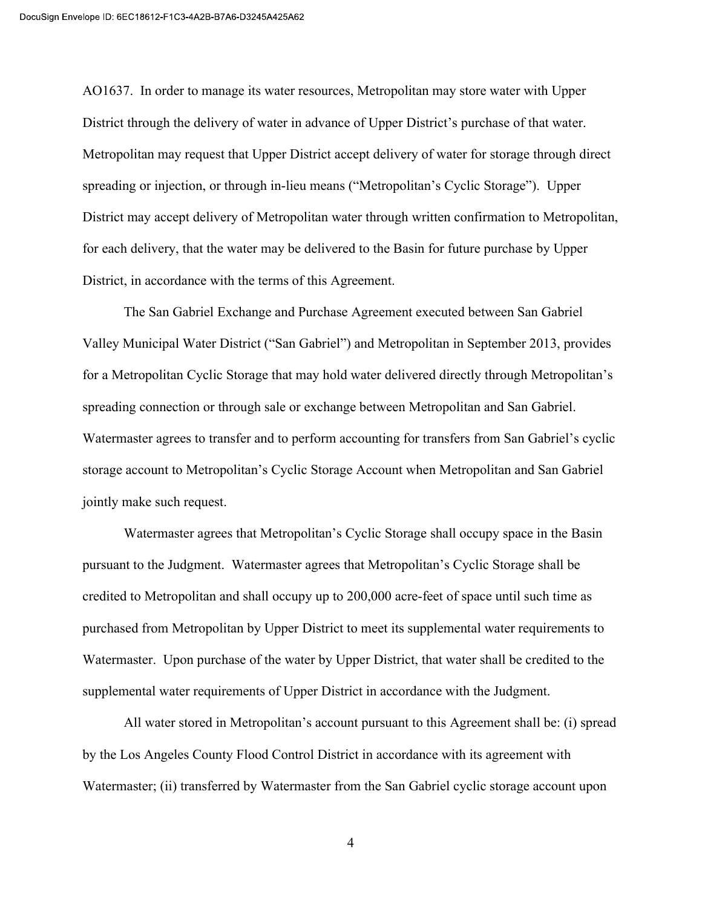AO1637. In order to manage its water resources, Metropolitan may store water with Upper District through the delivery of water in advance of Upper District's purchase of that water. Metropolitan may request that Upper District accept delivery of water for storage through direct spreading or injection, or through in-lieu means ("Metropolitan's Cyclic Storage"). Upper District may accept delivery of Metropolitan water through written confirmation to Metropolitan, for each delivery, that the water may be delivered to the Basin for future purchase by Upper District, in accordance with the terms of this Agreement.

The San Gabriel Exchange and Purchase Agreement executed between San Gabriel Valley Municipal Water District ("San Gabriel") and Metropolitan in September 2013, provides for a Metropolitan Cyclic Storage that may hold water delivered directly through Metropolitan's spreading connection or through sale or exchange between Metropolitan and San Gabriel. Watermaster agrees to transfer and to perform accounting for transfers from San Gabriel's cyclic storage account to Metropolitan's Cyclic Storage Account when Metropolitan and San Gabriel jointly make such request.

Watermaster agrees that Metropolitan's Cyclic Storage shall occupy space in the Basin pursuant to the Judgment. Watermaster agrees that Metropolitan's Cyclic Storage shall be credited to Metropolitan and shall occupy up to 200,000 acre-feet of space until such time as purchased from Metropolitan by Upper District to meet its supplemental water requirements to Watermaster. Upon purchase of the water by Upper District, that water shall be credited to the supplemental water requirements of Upper District in accordance with the Judgment.

All water stored in Metropolitan's account pursuant to this Agreement shall be: (i) spread by the Los Angeles County Flood Control District in accordance with its agreement with Watermaster; (ii) transferred by Watermaster from the San Gabriel cyclic storage account upon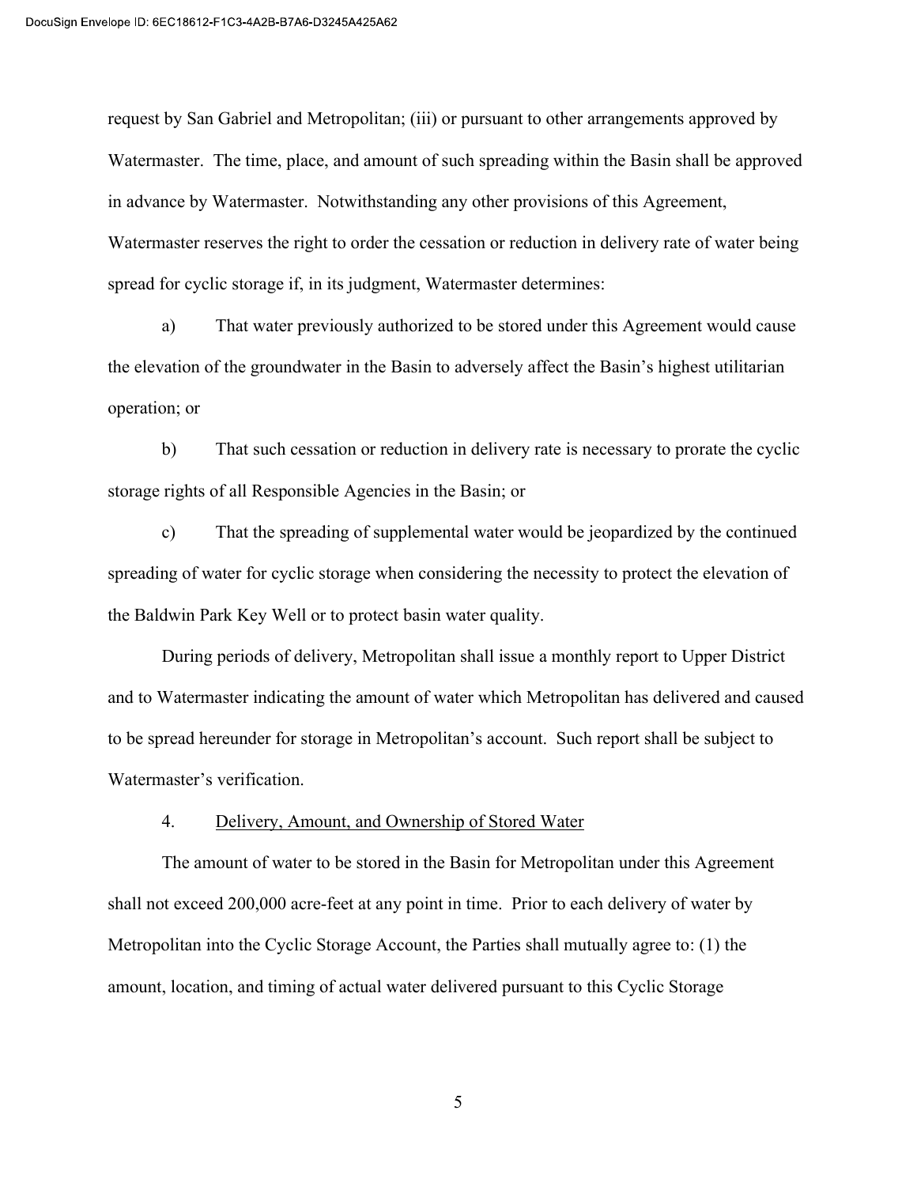request by San Gabriel and Metropolitan; (iii) or pursuant to other arrangements approved by Watermaster. The time, place, and amount of such spreading within the Basin shall be approved in advance by Watermaster. Notwithstanding any other provisions of this Agreement, Watermaster reserves the right to order the cessation or reduction in delivery rate of water being spread for cyclic storage if, in its judgment, Watermaster determines:

a) That water previously authorized to be stored under this Agreement would cause the elevation of the groundwater in the Basin to adversely affect the Basin's highest utilitarian operation; or

b) That such cessation or reduction in delivery rate is necessary to prorate the cyclic storage rights of all Responsible Agencies in the Basin; or

c) That the spreading of supplemental water would be jeopardized by the continued spreading of water for cyclic storage when considering the necessity to protect the elevation of the Baldwin Park Key Well or to protect basin water quality.

During periods of delivery, Metropolitan shall issue a monthly report to Upper District and to Watermaster indicating the amount of water which Metropolitan has delivered and caused to be spread hereunder for storage in Metropolitan's account. Such report shall be subject to Watermaster's verification.

4. Delivery, Amount, and Ownership of Stored Water

The amount of water to be stored in the Basin for Metropolitan under this Agreement shall not exceed 200,000 acre-feet at any point in time. Prior to each delivery of water by Metropolitan into the Cyclic Storage Account, the Parties shall mutually agree to: (1) the amount, location, and timing of actual water delivered pursuant to this Cyclic Storage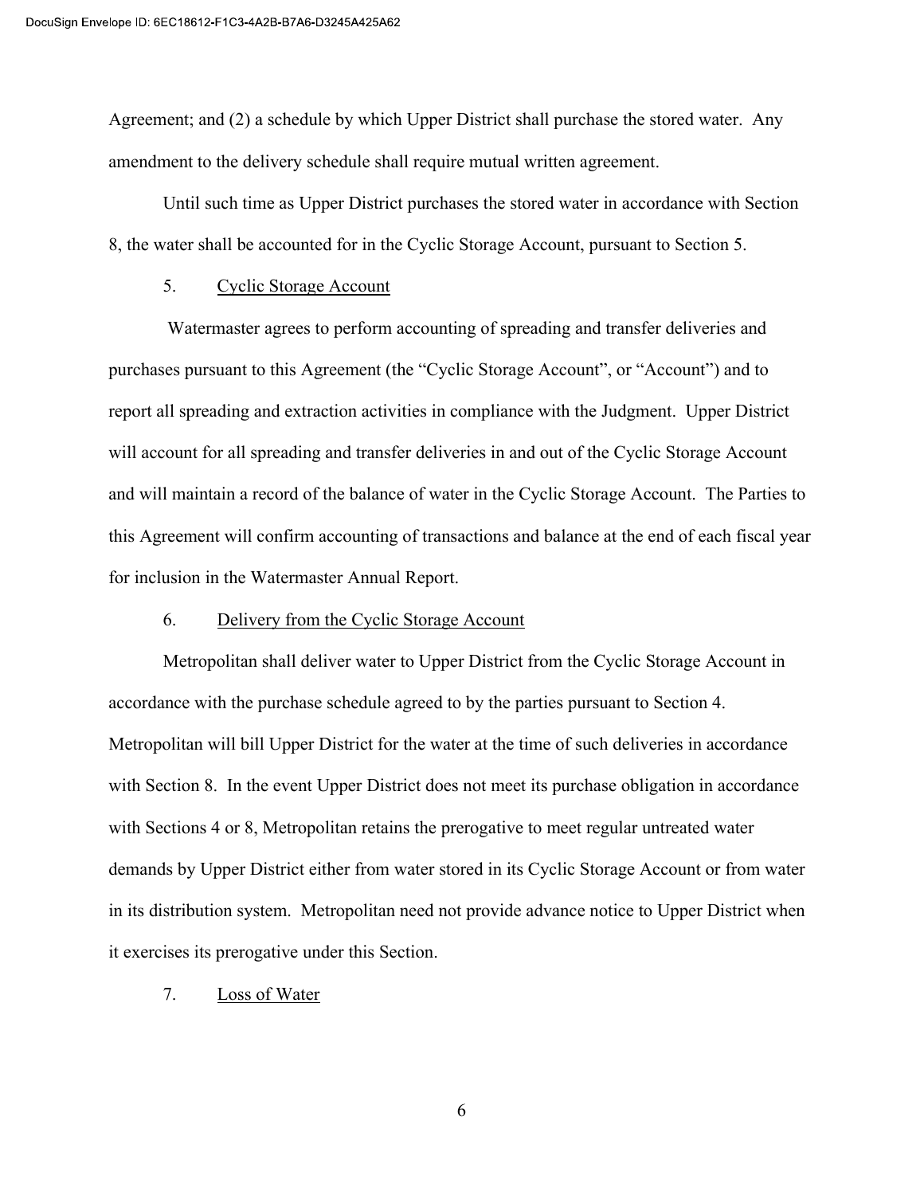Agreement; and (2) a schedule by which Upper District shall purchase the stored water. Any amendment to the delivery schedule shall require mutual written agreement.

Until such time as Upper District purchases the stored water in accordance with Section 8, the water shall be accounted for in the Cyclic Storage Account, pursuant to Section 5.

5. Cyclic Storage Account

Watermaster agrees to perform accounting of spreading and transfer deliveries and purchases pursuant to this Agreement (the "Cyclic Storage Account", or "Account") and to report all spreading and extraction activities in compliance with the Judgment. Upper District will account for all spreading and transfer deliveries in and out of the Cyclic Storage Account and will maintain a record of the balance of water in the Cyclic Storage Account. The Parties to this Agreement will confirm accounting of transactions and balance at the end of each fiscal year for inclusion in the Watermaster Annual Report.

6. Delivery from the Cyclic Storage Account

Metropolitan shall deliver water to Upper District from the Cyclic Storage Account in accordance with the purchase schedule agreed to by the parties pursuant to Section 4. Metropolitan will bill Upper District for the water at the time of such deliveries in accordance with Section 8. In the event Upper District does not meet its purchase obligation in accordance with Sections 4 or 8, Metropolitan retains the prerogative to meet regular untreated water demands by Upper District either from water stored in its Cyclic Storage Account or from water in its distribution system. Metropolitan need not provide advance notice to Upper District when it exercises its prerogative under this Section.

7. Loss of Water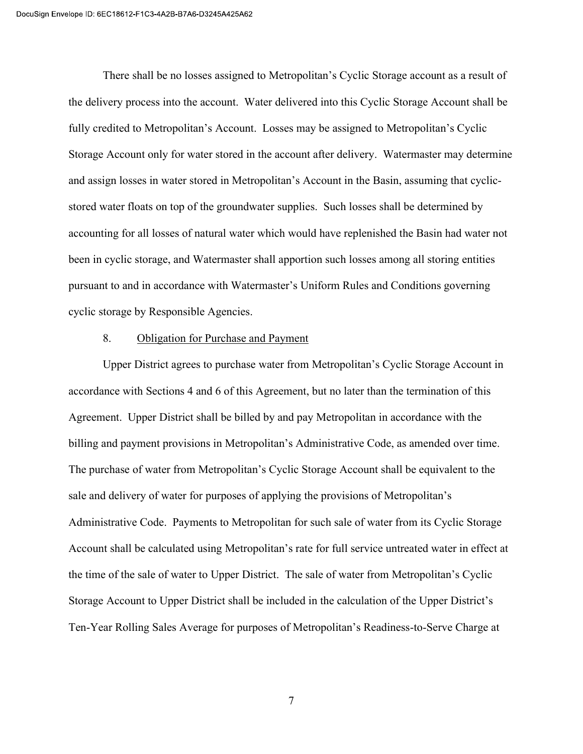There shall be no losses assigned to Metropolitan's Cyclic Storage account as a result of the delivery process into the account. Water delivered into this Cyclic Storage Account shall be fully credited to Metropolitan's Account. Losses may be assigned to Metropolitan's Cyclic Storage Account only for water stored in the account after delivery. Watermaster may determine and assign losses in water stored in Metropolitan's Account in the Basin, assuming that cyclic-stored water floats on top of the groundwater supplies. Such losses shall be determined by accounting for all losses of natural water which would have replenished the Basin had water not been in cyclic storage, and Watermaster shall apportion such losses among all storing entities pursuant to and in accordance with Watermaster's Uniform Rules and Conditions governing cyclic storage by Responsible Agencies.

8. Obligation for Purchase and Payment

Upper District agrees to purchase water from Metropolitan's Cyclic Storage Account in accordance with Sections 4 and 6 of this Agreement, but no later than the termination of this Agreement. Upper District shall be billed by and pay Metropolitan in accordance with the billing and payment provisions in Metropolitan's Administrative Code, as amended over time. The purchase of water from Metropolitan's Cyclic Storage Account shall be equivalent to the sale and delivery of water for purposes of applying the provisions of Metropolitan's Administrative Code. Payments to Metropolitan for such sale of water from its Cyclic Storage Account shall be calculated using Metropolitan's rate for full service untreated water in effect at the time of the sale of water to Upper District. The sale of water from Metropolitan's Cyclic Storage Account to Upper District shall be included in the calculation of the Upper District's Ten-Year Rolling Sales Average for purposes of Metropolitan's Readiness-to-Serve Charge at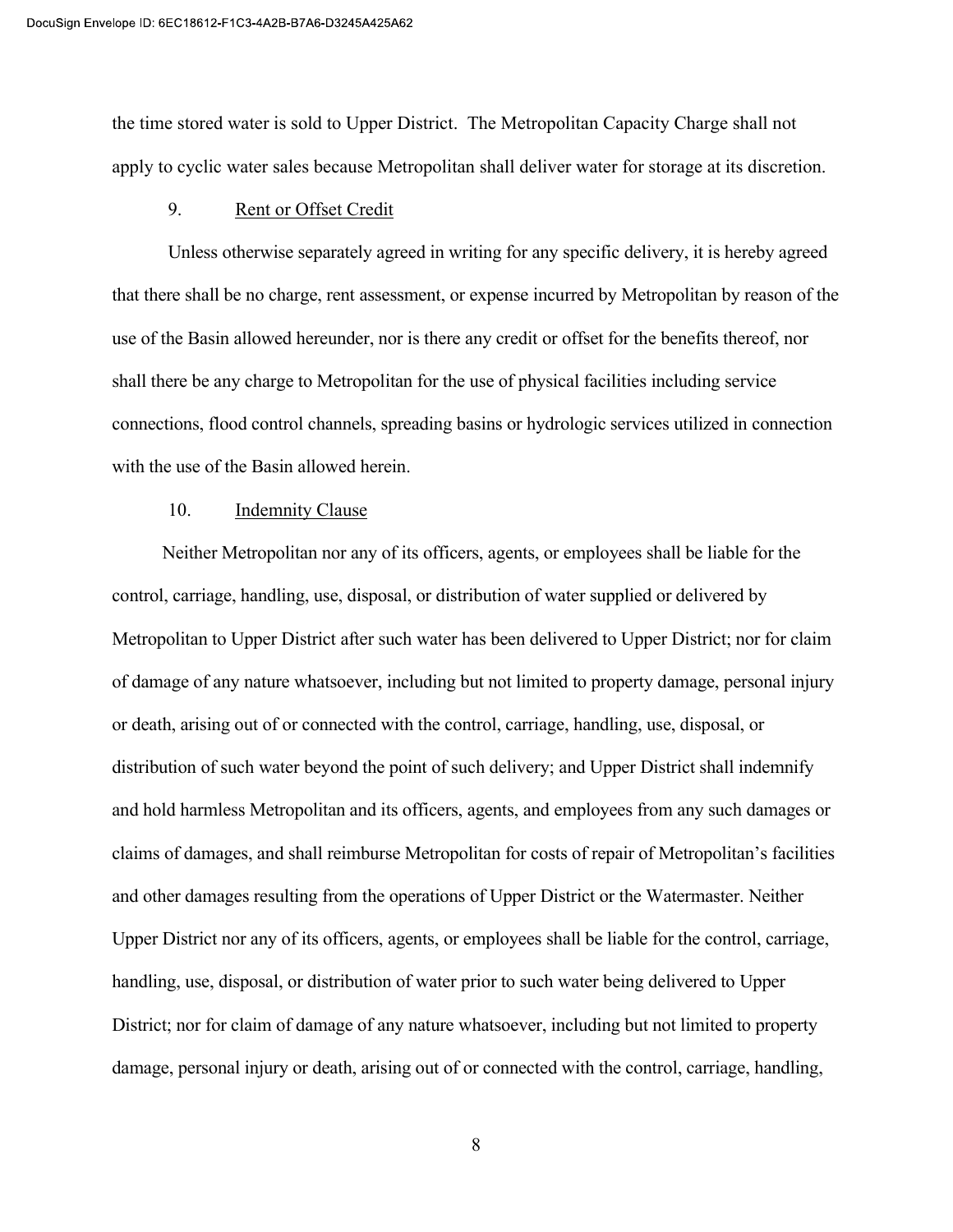the time stored water is sold to Upper District. The Metropolitan Capacity Charge shall not apply to cyclic water sales because Metropolitan shall deliver water for storage at its discretion.

9. Rent or Offset Credit

Unless otherwise separately agreed in writing for any specific delivery, it is hereby agreed that there shall be no charge, rent assessment, or expense incurred by Metropolitan by reason of the use of the Basin allowed hereunder, nor is there any credit or offset for the benefits thereof, nor shall there be any charge to Metropolitan for the use of physical facilities including service connections, flood control channels, spreading basins or hydrologic services utilized in connection with the use of the Basin allowed herein.

10. Indemnity Clause

Neither Metropolitan nor any of its officers, agents, or employees shall be liable for the control, carriage, handling, use, disposal, or distribution of water supplied or delivered by Metropolitan to Upper District after such water has been delivered to Upper District; nor for claim of damage of any nature whatsoever, including but not limited to property damage, personal injury or death, arising out of or connected with the control, carriage, handling, use, disposal, or distribution of such water beyond the point of such delivery; and Upper District shall indemnify and hold harmless Metropolitan and its officers, agents, and employees from any such damages or claims of damages, and shall reimburse Metropolitan for costs of repair of Metropolitan's facilities and other damages resulting from the operations of Upper District or the Watermaster. Neither Upper District nor any of its officers, agents, or employees shall be liable for the control, carriage, handling, use, disposal, or distribution of water prior to such water being delivered to Upper District; nor for claim of damage of any nature whatsoever, including but not limited to property damage, personal injury or death, arising out of or connected with the control, carriage, handling,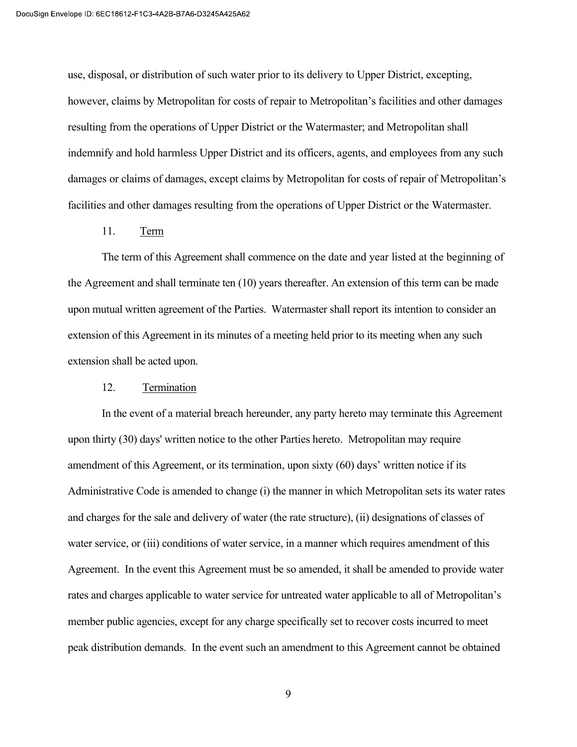use, disposal, or distribution of such water prior to its delivery to Upper District, excepting, however, claims by Metropolitan for costs of repair to Metropolitan's facilities and other damages resulting from the operations of Upper District or the Watermaster; and Metropolitan shall indemnify and hold harmless Upper District and its officers, agents, and employees from any such damages or claims of damages, except claims by Metropolitan for costs of repair of Metropolitan's facilities and other damages resulting from the operations of Upper District or the Watermaster.

11. Term

The term of this Agreement shall commence on the date and year listed at the beginning of the Agreement and shall terminate ten (10) years thereafter. An extension of this term can be made upon mutual written agreement of the Parties. Watermaster shall report its intention to consider an extension of this Agreement in its minutes of a meeting held prior to its meeting when any such extension shall be acted upon.

12. Termination

In the event of a material breach hereunder, any party hereto may terminate this Agreement upon thirty (30) days' written notice to the other Parties hereto. Metropolitan may require amendment of this Agreement, or its termination, upon sixty (60) days' written notice if its Administrative Code is amended to change (i) the manner in which Metropolitan sets its water rates and charges for the sale and delivery of water (the rate structure), (ii) designations of classes of water service, or (iii) conditions of water service, in a manner which requires amendment of this Agreement. In the event this Agreement must be so amended, it shall be amended to provide water rates and charges applicable to water service for untreated water applicable to all of Metropolitan's member public agencies, except for any charge specifically set to recover costs incurred to meet peak distribution demands. In the event such an amendment to this Agreement cannot be obtained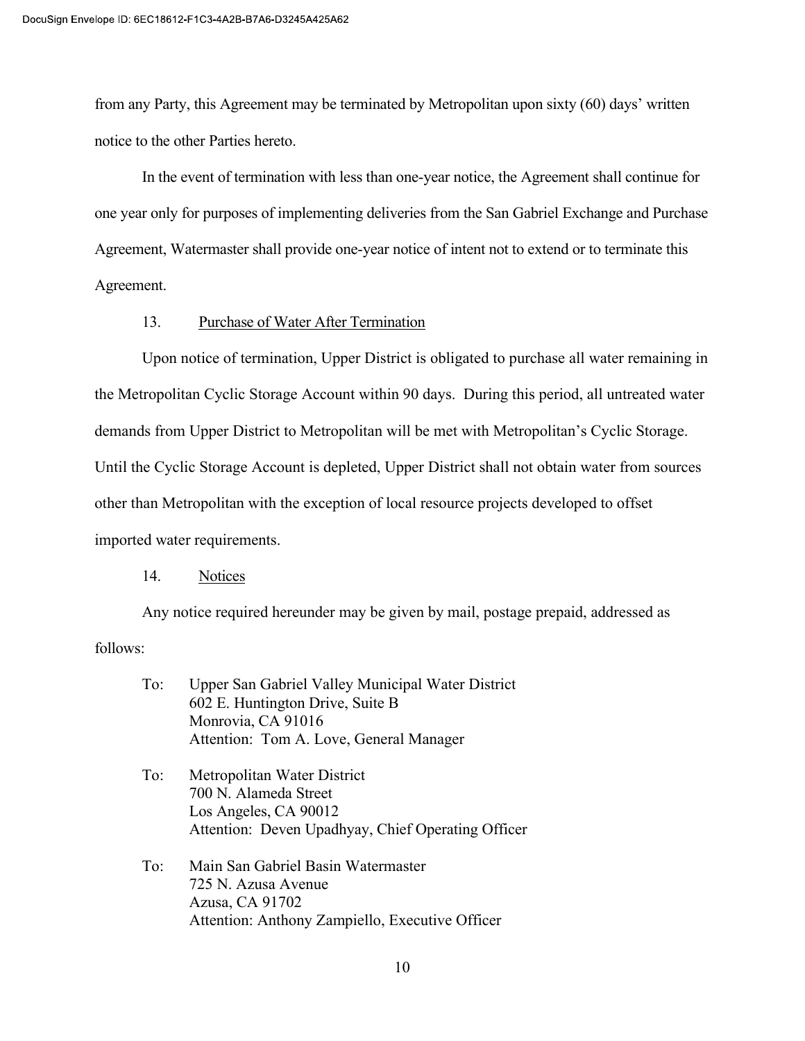from any Party, this Agreement may be terminated by Metropolitan upon sixty (60) days' written notice to the other Parties hereto.

In the event of termination with less than one-year notice, the Agreement shall continue for one year only for purposes of implementing deliveries from the San Gabriel Exchange and Purchase Agreement, Watermaster shall provide one-year notice of intent not to extend or to terminate this Agreement.

13. Purchase of Water After Termination

Upon notice of termination, Upper District is obligated to purchase all water remaining in the Metropolitan Cyclic Storage Account within 90 days. During this period, all untreated water demands from Upper District to Metropolitan will be met with Metropolitan's Cyclic Storage. Until the Cyclic Storage Account is depleted, Upper District shall not obtain water from sources other than Metropolitan with the exception of local resource projects developed to offset imported water requirements.

14. Notices

Any notice required hereunder may be given by mail, postage prepaid, addressed as follows:

To: Upper San Gabriel Valley Municipal Water District
602 E. Huntington Drive, Suite B
Monrovia, CA 91016
Attention: Tom A. Love, General Manager

To: Metropolitan Water District
700 N. Alameda Street
Los Angeles, CA 90012
Attention: Deven Upadhyay, Chief Operating Officer

To: Main San Gabriel Basin Watermaster
725 N. Azusa Avenue
Azusa, CA 91702
Attention: Anthony Zampiello, Executive Officer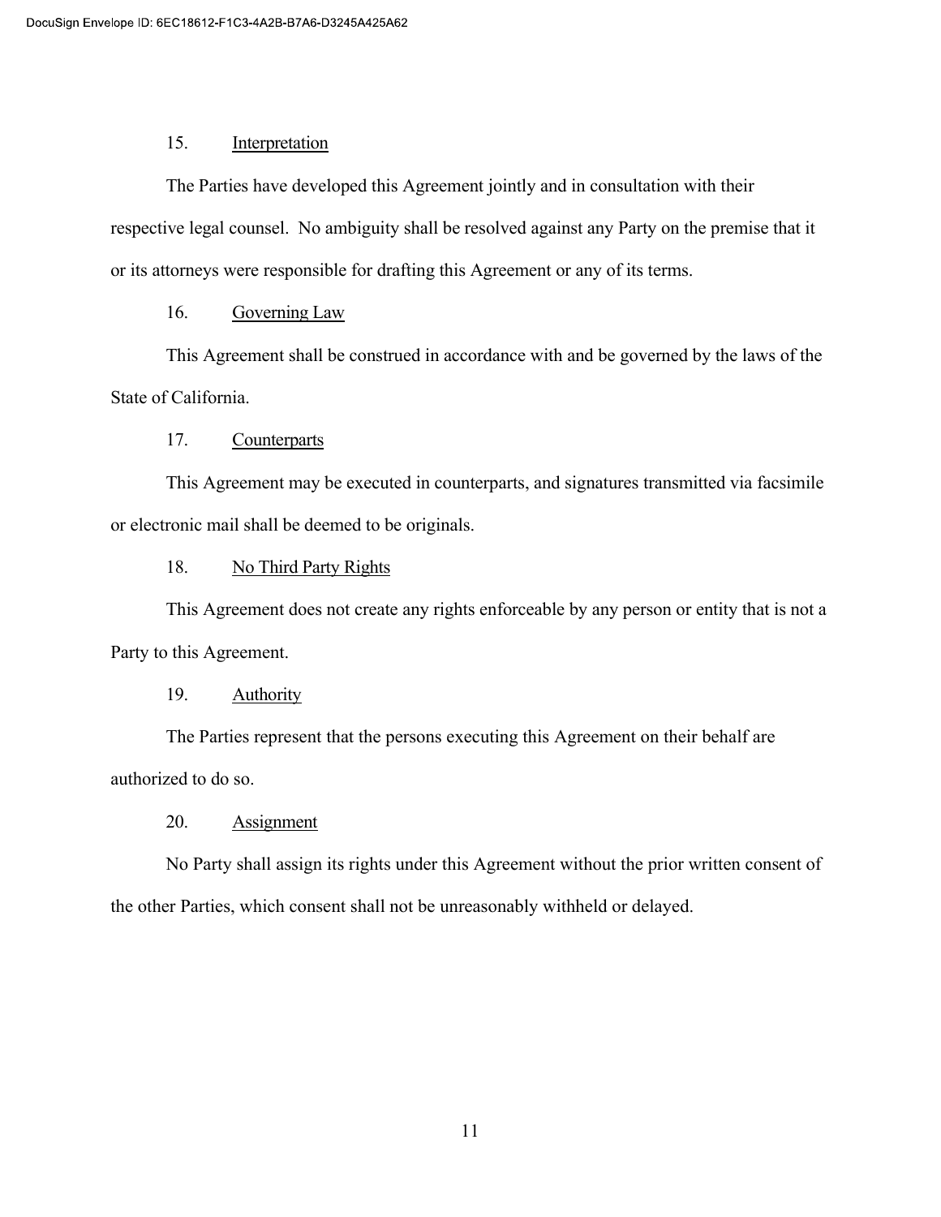15. Interpretation

The Parties have developed this Agreement jointly and in consultation with their respective legal counsel. No ambiguity shall be resolved against any Party on the premise that it or its attorneys were responsible for drafting this Agreement or any of its terms.

16. Governing Law

This Agreement shall be construed in accordance with and be governed by the laws of the State of California.

17. Counterparts

This Agreement may be executed in counterparts, and signatures transmitted via facsimile or electronic mail shall be deemed to be originals.

18. No Third Party Rights

This Agreement does not create any rights enforceable by any person or entity that is not a Party to this Agreement.

19. Authority

The Parties represent that the persons executing this Agreement on their behalf are authorized to do so.

20. Assignment

No Party shall assign its rights under this Agreement without the prior written consent of the other Parties, which consent shall not be unreasonably withheld or delayed.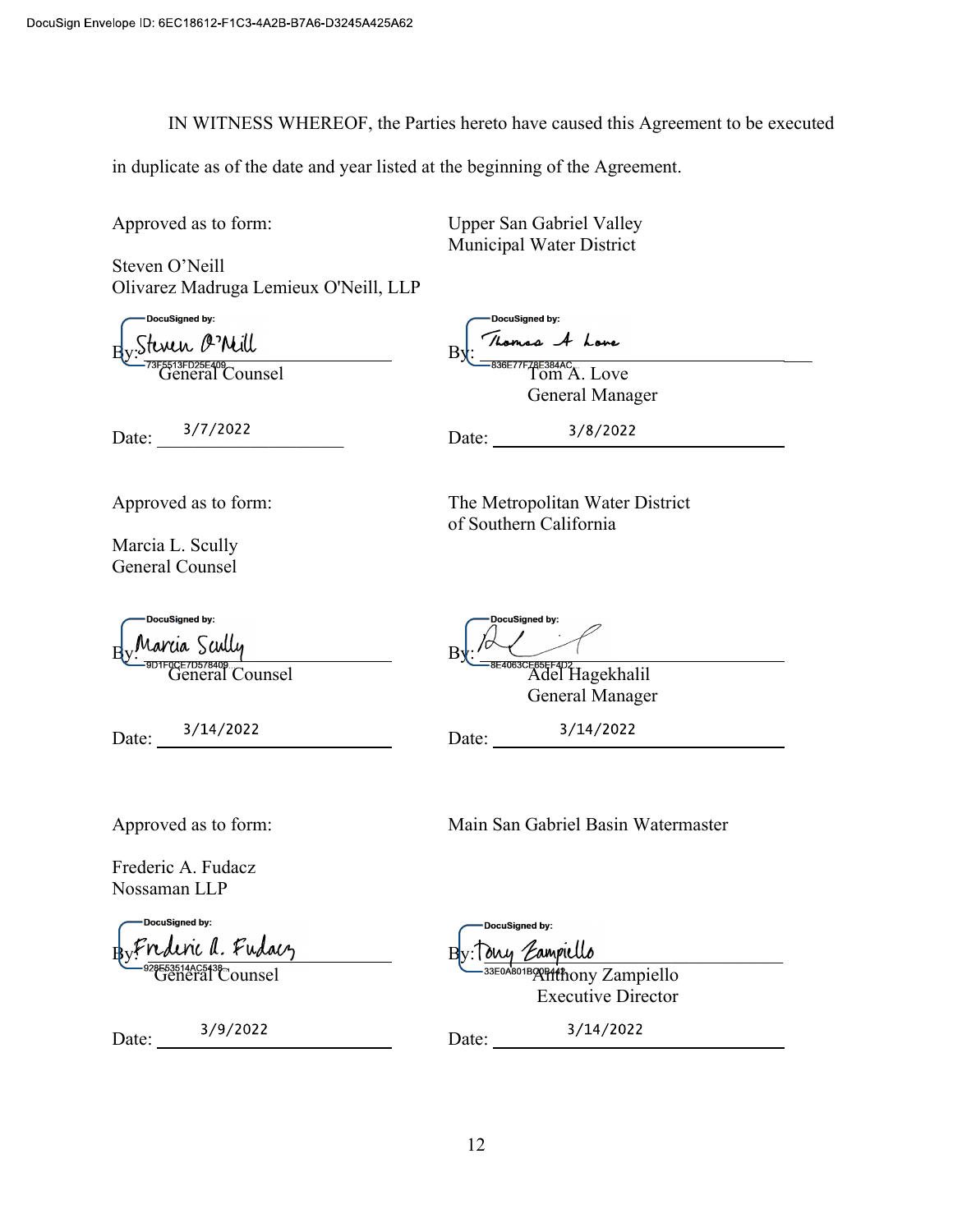DocuSign Envelope ID: 6EC18612-F1C3-4A2B-B7A6-D3245A425A62

IN WITNESS WHEREOF, the Parties hereto have caused this Agreement to be executed in duplicate as of the date and year listed at the beginning of the Agreement.

Approved as to form:

Steven O'Neill
Olivarez Madruga Lemieux O'Neill, LLP

DocuSigned by:
By: Steven O'Neill
73F5513FD25E409
General Counsel

Date: 3/7/2022

Upper San Gabriel Valley
Municipal Water District

DocuSigned by:
By: Thomas A Love
836E77F78E384AC
Tom A. Love
General Manager

Date: 3/8/2022

Approved as to form:

Marcia L. Scully
General Counsel

DocuSigned by:
By: Marcia Scully
9D1F0CE7D578409
General Counsel

Date: 3/14/2022

The Metropolitan Water District
of Southern California

DocuSigned by:
By:
8E4063CE65EF4D2
Adel Hagekhalil
General Manager

Date: 3/14/2022

Approved as to form:

Frederic A. Fudacz
Nossaman LLP

DocuSigned by:
By: Frederic A. Fudacz
928F53514AC5438
General Counsel

Date: 3/9/2022

Main San Gabriel Basin Watermaster

DocuSigned by:
By: Tony Zampiello
33E0A801BC0B442
Anthony Zampiello
Executive Director

Date: 3/14/2022